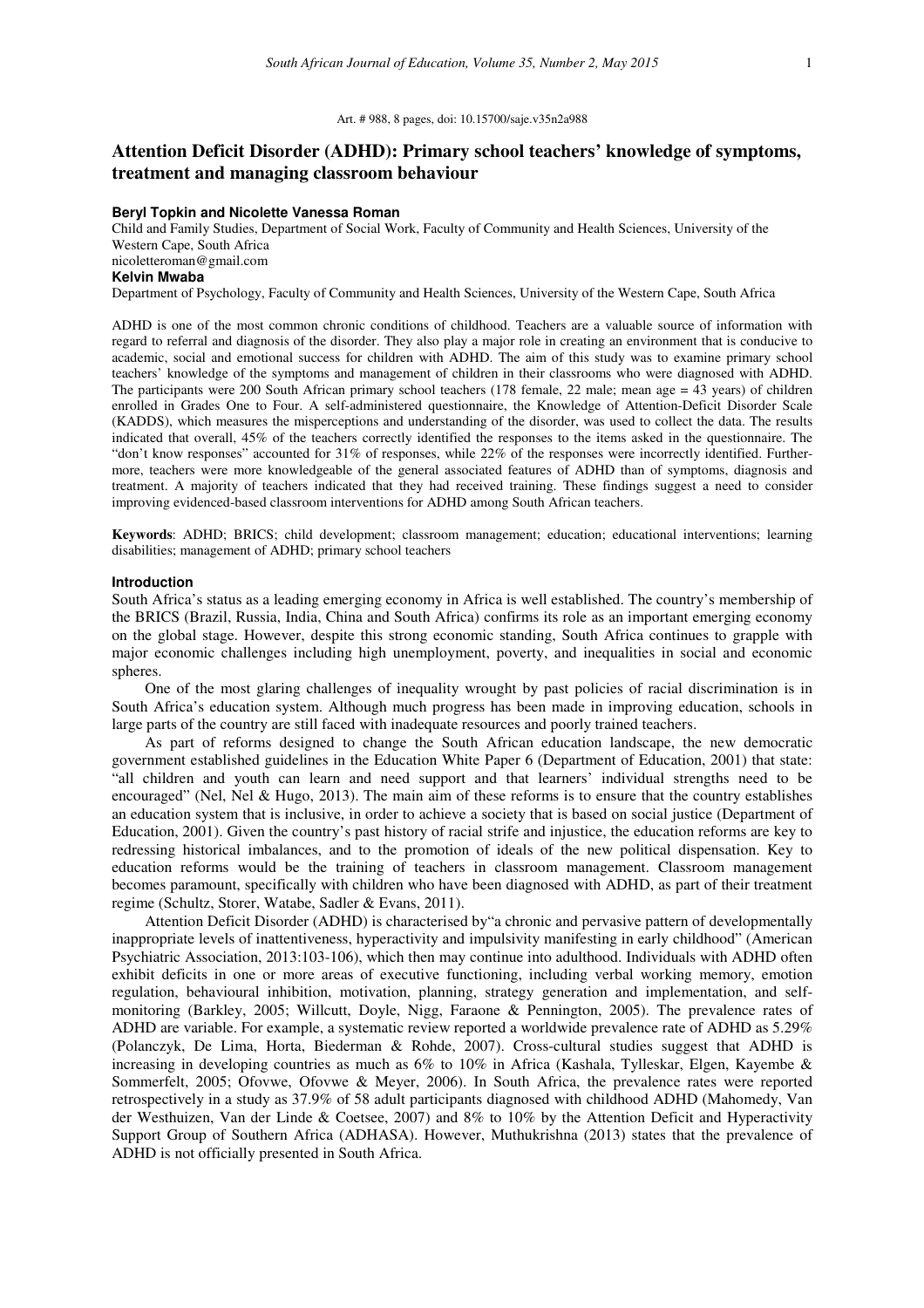Art. # 988, 8 pages, doi: 10.15700/saje.v35n2a988

# Attention Deficit Disorder (ADHD): Primary school teachers' knowledge of symptoms, treatment and managing classroom behaviour

**Beryl Topkin and Nicolette Vanessa Roman**

Child and Family Studies, Department of Social Work, Faculty of Community and Health Sciences, University of the Western Cape, South Africa

nicoletteroman@gmail.com

**Kelvin Mwaba**

Department of Psychology, Faculty of Community and Health Sciences, University of the Western Cape, South Africa

ADHD is one of the most common chronic conditions of childhood. Teachers are a valuable source of information with regard to referral and diagnosis of the disorder. They also play a major role in creating an environment that is conducive to academic, social and emotional success for children with ADHD. The aim of this study was to examine primary school teachers' knowledge of the symptoms and management of children in their classrooms who were diagnosed with ADHD. The participants were 200 South African primary school teachers (178 female, 22 male; mean age = 43 years) of children enrolled in Grades One to Four. A self-administered questionnaire, the Knowledge of Attention-Deficit Disorder Scale (KADDS), which measures the misperceptions and understanding of the disorder, was used to collect the data. The results indicated that overall, 45% of the teachers correctly identified the responses to the items asked in the questionnaire. The "don't know responses" accounted for 31% of responses, while 22% of the responses were incorrectly identified. Furthermore, teachers were more knowledgeable of the general associated features of ADHD than of symptoms, diagnosis and treatment. A majority of teachers indicated that they had received training. These findings suggest a need to consider improving evidenced-based classroom interventions for ADHD among South African teachers.

**Keywords**: ADHD; BRICS; child development; classroom management; education; educational interventions; learning disabilities; management of ADHD; primary school teachers

## Introduction

South Africa's status as a leading emerging economy in Africa is well established. The country's membership of the BRICS (Brazil, Russia, India, China and South Africa) confirms its role as an important emerging economy on the global stage. However, despite this strong economic standing, South Africa continues to grapple with major economic challenges including high unemployment, poverty, and inequalities in social and economic spheres.

One of the most glaring challenges of inequality wrought by past policies of racial discrimination is in South Africa's education system. Although much progress has been made in improving education, schools in large parts of the country are still faced with inadequate resources and poorly trained teachers.

As part of reforms designed to change the South African education landscape, the new democratic government established guidelines in the Education White Paper 6 (Department of Education, 2001) that state: "all children and youth can learn and need support and that learners' individual strengths need to be encouraged" (Nel, Nel & Hugo, 2013). The main aim of these reforms is to ensure that the country establishes an education system that is inclusive, in order to achieve a society that is based on social justice (Department of Education, 2001). Given the country's past history of racial strife and injustice, the education reforms are key to redressing historical imbalances, and to the promotion of ideals of the new political dispensation. Key to education reforms would be the training of teachers in classroom management. Classroom management becomes paramount, specifically with children who have been diagnosed with ADHD, as part of their treatment regime (Schultz, Storer, Watabe, Sadler & Evans, 2011).

Attention Deficit Disorder (ADHD) is characterised by"a chronic and pervasive pattern of developmentally inappropriate levels of inattentiveness, hyperactivity and impulsivity manifesting in early childhood" (American Psychiatric Association, 2013:103-106), which then may continue into adulthood. Individuals with ADHD often exhibit deficits in one or more areas of executive functioning, including verbal working memory, emotion regulation, behavioural inhibition, motivation, planning, strategy generation and implementation, and self-monitoring (Barkley, 2005; Willcutt, Doyle, Nigg, Faraone & Pennington, 2005). The prevalence rates of ADHD are variable. For example, a systematic review reported a worldwide prevalence rate of ADHD as 5.29% (Polanczyk, De Lima, Horta, Biederman & Rohde, 2007). Cross-cultural studies suggest that ADHD is increasing in developing countries as much as 6% to 10% in Africa (Kashala, Tylleskar, Elgen, Kayembe & Sommerfelt, 2005; Ofovwe, Ofovwe & Meyer, 2006). In South Africa, the prevalence rates were reported retrospectively in a study as 37.9% of 58 adult participants diagnosed with childhood ADHD (Mahomedy, Van der Westhuizen, Van der Linde & Coetsee, 2007) and 8% to 10% by the Attention Deficit and Hyperactivity Support Group of Southern Africa (ADHASA). However, Muthukrishna (2013) states that the prevalence of ADHD is not officially presented in South Africa.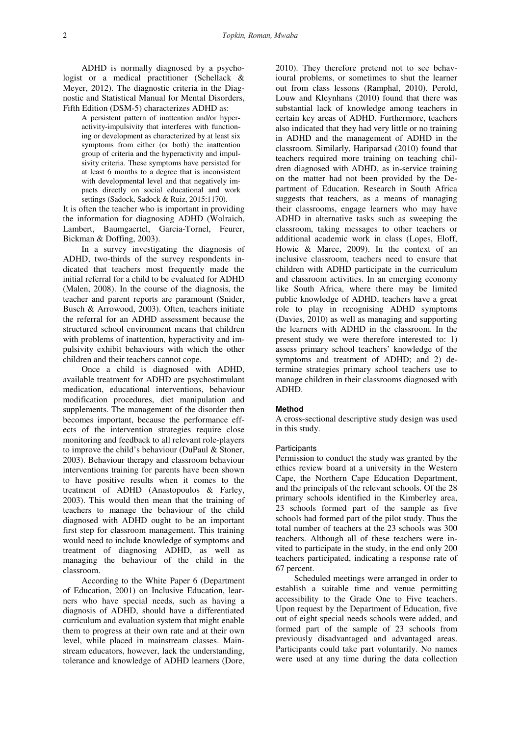ADHD is normally diagnosed by a psychologist or a medical practitioner (Schellack & Meyer, 2012). The diagnostic criteria in the Diagnostic and Statistical Manual for Mental Disorders, Fifth Edition (DSM-5) characterizes ADHD as:

> A persistent pattern of inattention and/or hyperactivity-impulsivity that interferes with functioning or development as characterized by at least six symptoms from either (or both) the inattention group of criteria and the hyperactivity and impulsivity criteria. These symptoms have persisted for at least 6 months to a degree that is inconsistent with developmental level and that negatively impacts directly on social educational and work settings (Sadock, Sadock & Ruiz, 2015:1170).

It is often the teacher who is important in providing the information for diagnosing ADHD (Wolraich, Lambert, Baumgaertel, Garcia-Tornel, Feurer, Bickman & Doffing, 2003).

In a survey investigating the diagnosis of ADHD, two-thirds of the survey respondents indicated that teachers most frequently made the initial referral for a child to be evaluated for ADHD (Malen, 2008). In the course of the diagnosis, the teacher and parent reports are paramount (Snider, Busch & Arrowood, 2003). Often, teachers initiate the referral for an ADHD assessment because the structured school environment means that children with problems of inattention, hyperactivity and impulsivity exhibit behaviours with which the other children and their teachers cannot cope.

Once a child is diagnosed with ADHD, available treatment for ADHD are psychostimulant medication, educational interventions, behaviour modification procedures, diet manipulation and supplements. The management of the disorder then becomes important, because the performance effects of the intervention strategies require close monitoring and feedback to all relevant role-players to improve the child's behaviour (DuPaul & Stoner, 2003). Behaviour therapy and classroom behaviour interventions training for parents have been shown to have positive results when it comes to the treatment of ADHD (Anastopoulos & Farley, 2003). This would then mean that the training of teachers to manage the behaviour of the child diagnosed with ADHD ought to be an important first step for classroom management. This training would need to include knowledge of symptoms and treatment of diagnosing ADHD, as well as managing the behaviour of the child in the classroom.

According to the White Paper 6 (Department of Education, 2001) on Inclusive Education, learners who have special needs, such as having a diagnosis of ADHD, should have a differentiated curriculum and evaluation system that might enable them to progress at their own rate and at their own level, while placed in mainstream classes. Mainstream educators, however, lack the understanding, tolerance and knowledge of ADHD learners (Dore, 2010). They therefore pretend not to see behavioural problems, or sometimes to shut the learner out from class lessons (Ramphal, 2010). Perold, Louw and Kleynhans (2010) found that there was substantial lack of knowledge among teachers in certain key areas of ADHD. Furthermore, teachers also indicated that they had very little or no training in ADHD and the management of ADHD in the classroom. Similarly, Hariparsad (2010) found that teachers required more training on teaching children diagnosed with ADHD, as in-service training on the matter had not been provided by the Department of Education. Research in South Africa suggests that teachers, as a means of managing their classrooms, engage learners who may have ADHD in alternative tasks such as sweeping the classroom, taking messages to other teachers or additional academic work in class (Lopes, Eloff, Howie & Maree, 2009). In the context of an inclusive classroom, teachers need to ensure that children with ADHD participate in the curriculum and classroom activities. In an emerging economy like South Africa, where there may be limited public knowledge of ADHD, teachers have a great role to play in recognising ADHD symptoms (Davies, 2010) as well as managing and supporting the learners with ADHD in the classroom. In the present study we were therefore interested to: 1) assess primary school teachers' knowledge of the symptoms and treatment of ADHD; and 2) determine strategies primary school teachers use to manage children in their classrooms diagnosed with ADHD.

## Method

A cross-sectional descriptive study design was used in this study.

### Participants

Permission to conduct the study was granted by the ethics review board at a university in the Western Cape, the Northern Cape Education Department, and the principals of the relevant schools. Of the 28 primary schools identified in the Kimberley area, 23 schools formed part of the sample as five schools had formed part of the pilot study. Thus the total number of teachers at the 23 schools was 300 teachers. Although all of these teachers were invited to participate in the study, in the end only 200 teachers participated, indicating a response rate of 67 percent.

Scheduled meetings were arranged in order to establish a suitable time and venue permitting accessibility to the Grade One to Five teachers. Upon request by the Department of Education, five out of eight special needs schools were added, and formed part of the sample of 23 schools from previously disadvantaged and advantaged areas. Participants could take part voluntarily. No names were used at any time during the data collection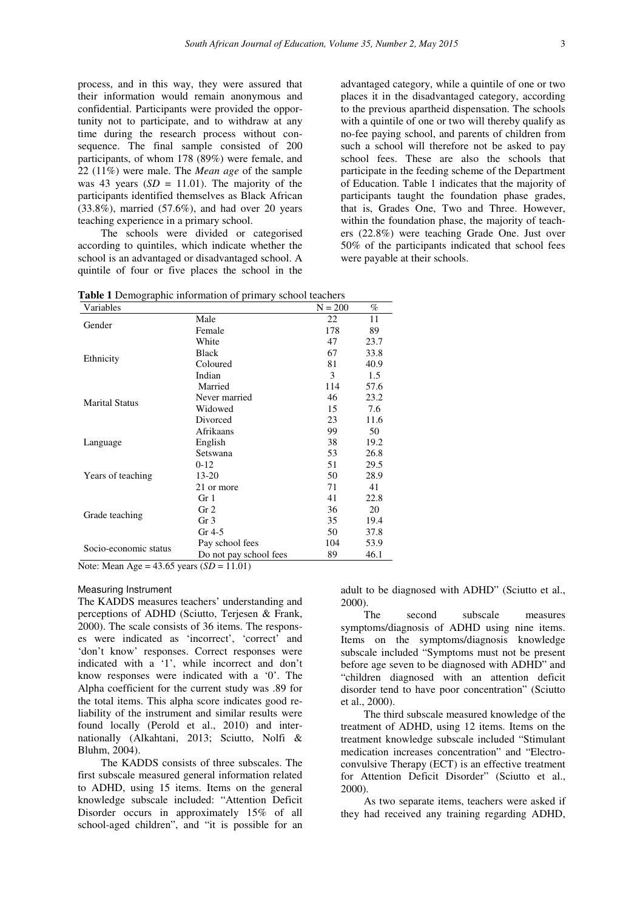process, and in this way, they were assured that their information would remain anonymous and confidential. Participants were provided the opportunity not to participate, and to withdraw at any time during the research process without consequence. The final sample consisted of 200 participants, of whom 178 (89%) were female, and 22 (11%) were male. The *Mean age* of the sample was 43 years (*SD* = 11.01). The majority of the participants identified themselves as Black African (33.8%), married (57.6%), and had over 20 years teaching experience in a primary school.

The schools were divided or categorised according to quintiles, which indicate whether the school is an advantaged or disadvantaged school. A quintile of four or five places the school in the advantaged category, while a quintile of one or two places it in the disadvantaged category, according to the previous apartheid dispensation. The schools with a quintile of one or two will thereby qualify as no-fee paying school, and parents of children from such a school will therefore not be asked to pay school fees. These are also the schools that participate in the feeding scheme of the Department of Education. Table 1 indicates that the majority of participants taught the foundation phase grades, that is, Grades One, Two and Three. However, within the foundation phase, the majority of teachers (22.8%) were teaching Grade One. Just over 50% of the participants indicated that school fees were payable at their schools.

**Table 1** Demographic information of primary school teachers

| Variables | | N = 200 | % |
|---|---|---|---|
| Gender | Male | 22 | 11 |
| | Female | 178 | 89 |
| Ethnicity | White | 47 | 23.7 |
| | Black | 67 | 33.8 |
| | Coloured | 81 | 40.9 |
| | Indian | 3 | 1.5 |
| Marital Status | Married | 114 | 57.6 |
| | Never married | 46 | 23.2 |
| | Widowed | 15 | 7.6 |
| | Divorced | 23 | 11.6 |
| Language | Afrikaans | 99 | 50 |
| | English | 38 | 19.2 |
| | Setswana | 53 | 26.8 |
| Years of teaching | 0-12 | 51 | 29.5 |
| | 13-20 | 50 | 28.9 |
| | 21 or more | 71 | 41 |
| Grade teaching | Gr 1 | 41 | 22.8 |
| | Gr 2 | 36 | 20 |
| | Gr 3 | 35 | 19.4 |
| | Gr 4-5 | 50 | 37.8 |
| Socio-economic status | Pay school fees | 104 | 53.9 |
| | Do not pay school fees | 89 | 46.1 |

Note: Mean Age = 43.65 years (*SD* = 11.01)

### Measuring Instrument

The KADDS measures teachers' understanding and perceptions of ADHD (Sciutto, Terjesen & Frank, 2000). The scale consists of 36 items. The responses were indicated as 'incorrect', 'correct' and 'don't know' responses. Correct responses were indicated with a '1', while incorrect and don't know responses were indicated with a '0'. The Alpha coefficient for the current study was .89 for the total items. This alpha score indicates good reliability of the instrument and similar results were found locally (Perold et al., 2010) and internationally (Alkahtani, 2013; Sciutto, Nolfi & Bluhm, 2004).

The KADDS consists of three subscales. The first subscale measured general information related to ADHD, using 15 items. Items on the general knowledge subscale included: "Attention Deficit Disorder occurs in approximately 15% of all school-aged children", and "it is possible for an adult to be diagnosed with ADHD" (Sciutto et al., 2000).

The second subscale measures symptoms/diagnosis of ADHD using nine items. Items on the symptoms/diagnosis knowledge subscale included "Symptoms must not be present before age seven to be diagnosed with ADHD" and "children diagnosed with an attention deficit disorder tend to have poor concentration" (Sciutto et al., 2000).

The third subscale measured knowledge of the treatment of ADHD, using 12 items. Items on the treatment knowledge subscale included "Stimulant medication increases concentration" and "Electroconvulsive Therapy (ECT) is an effective treatment for Attention Deficit Disorder" (Sciutto et al., 2000).

As two separate items, teachers were asked if they had received any training regarding ADHD,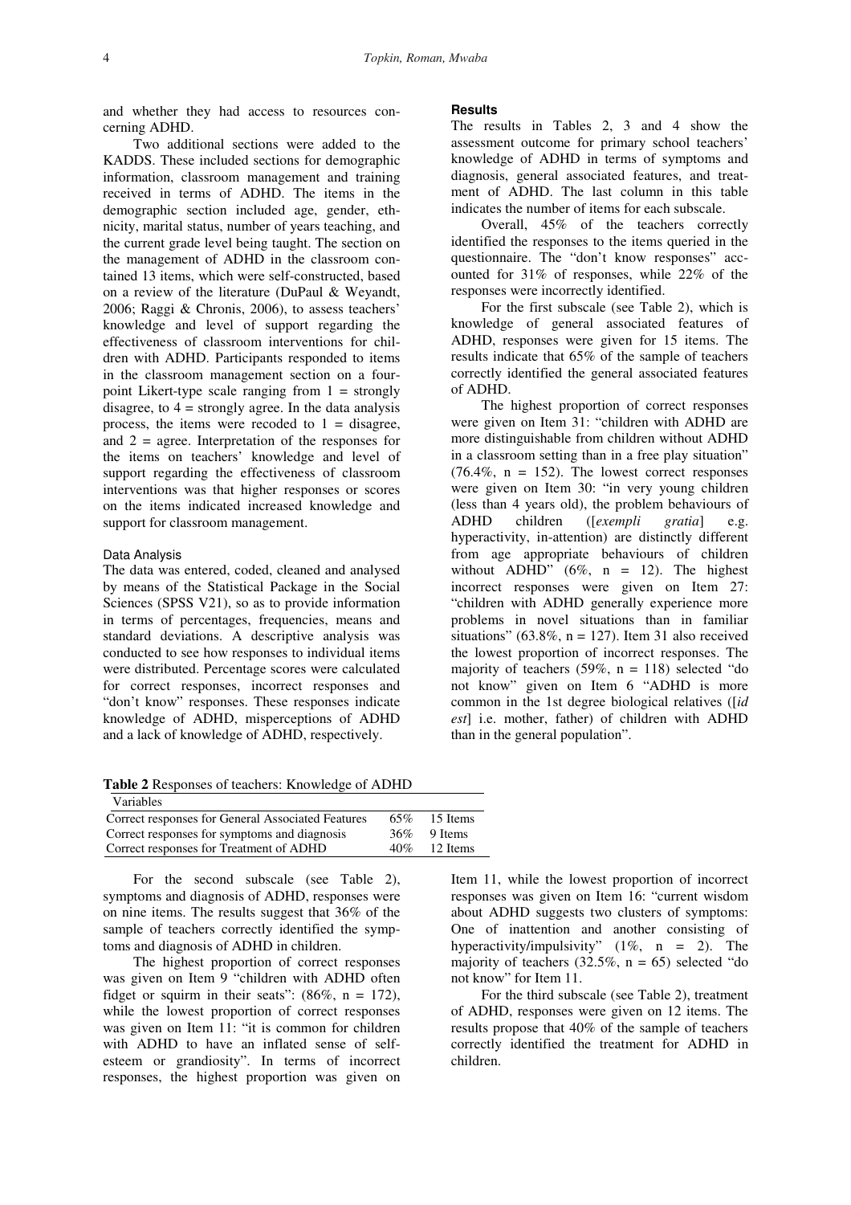and whether they had access to resources concerning ADHD.

Two additional sections were added to the KADDS. These included sections for demographic information, classroom management and training received in terms of ADHD. The items in the demographic section included age, gender, ethnicity, marital status, number of years teaching, and the current grade level being taught. The section on the management of ADHD in the classroom contained 13 items, which were self-constructed, based on a review of the literature (DuPaul & Weyandt, 2006; Raggi & Chronis, 2006), to assess teachers' knowledge and level of support regarding the effectiveness of classroom interventions for children with ADHD. Participants responded to items in the classroom management section on a four-point Likert-type scale ranging from 1 = strongly disagree, to 4 = strongly agree. In the data analysis process, the items were recoded to 1 = disagree, and 2 = agree. Interpretation of the responses for the items on teachers' knowledge and level of support regarding the effectiveness of classroom interventions was that higher responses or scores on the items indicated increased knowledge and support for classroom management.

### Data Analysis

The data was entered, coded, cleaned and analysed by means of the Statistical Package in the Social Sciences (SPSS V21), so as to provide information in terms of percentages, frequencies, means and standard deviations. A descriptive analysis was conducted to see how responses to individual items were distributed. Percentage scores were calculated for correct responses, incorrect responses and "don't know" responses. These responses indicate knowledge of ADHD, misperceptions of ADHD and a lack of knowledge of ADHD, respectively.

## Results

The results in Tables 2, 3 and 4 show the assessment outcome for primary school teachers' knowledge of ADHD in terms of symptoms and diagnosis, general associated features, and treatment of ADHD. The last column in this table indicates the number of items for each subscale.

Overall, 45% of the teachers correctly identified the responses to the items queried in the questionnaire. The "don't know responses" accounted for 31% of responses, while 22% of the responses were incorrectly identified.

For the first subscale (see Table 2), which is knowledge of general associated features of ADHD, responses were given for 15 items. The results indicate that 65% of the sample of teachers correctly identified the general associated features of ADHD.

The highest proportion of correct responses were given on Item 31: "children with ADHD are more distinguishable from children without ADHD in a classroom setting than in a free play situation" (76.4%, n = 152). The lowest correct responses were given on Item 30: "in very young children (less than 4 years old), the problem behaviours of ADHD children ([*exempli gratia*] e.g. hyperactivity, in-attention) are distinctly different from age appropriate behaviours of children without ADHD" (6%, n = 12). The highest incorrect responses were given on Item 27: "children with ADHD generally experience more problems in novel situations than in familiar situations" (63.8%, n = 127). Item 31 also received the lowest proportion of incorrect responses. The majority of teachers (59%, n = 118) selected "do not know" given on Item 6 "ADHD is more common in the 1st degree biological relatives ([*id est*] i.e. mother, father) of children with ADHD than in the general population".

**Table 2** Responses of teachers: Knowledge of ADHD

| Variables | | |
|---|---|---|
| Correct responses for General Associated Features | 65% | 15 Items |
| Correct responses for symptoms and diagnosis | 36% | 9 Items |
| Correct responses for Treatment of ADHD | 40% | 12 Items |

For the second subscale (see Table 2), symptoms and diagnosis of ADHD, responses were on nine items. The results suggest that 36% of the sample of teachers correctly identified the symptoms and diagnosis of ADHD in children.

The highest proportion of correct responses was given on Item 9 "children with ADHD often fidget or squirm in their seats": (86%, n = 172), while the lowest proportion of correct responses was given on Item 11: "it is common for children with ADHD to have an inflated sense of self-esteem or grandiosity". In terms of incorrect responses, the highest proportion was given on Item 11, while the lowest proportion of incorrect responses was given on Item 16: "current wisdom about ADHD suggests two clusters of symptoms: One of inattention and another consisting of hyperactivity/impulsivity" (1%, n = 2). The majority of teachers (32.5%, n = 65) selected "do not know" for Item 11.

For the third subscale (see Table 2), treatment of ADHD, responses were given on 12 items. The results propose that 40% of the sample of teachers correctly identified the treatment for ADHD in children.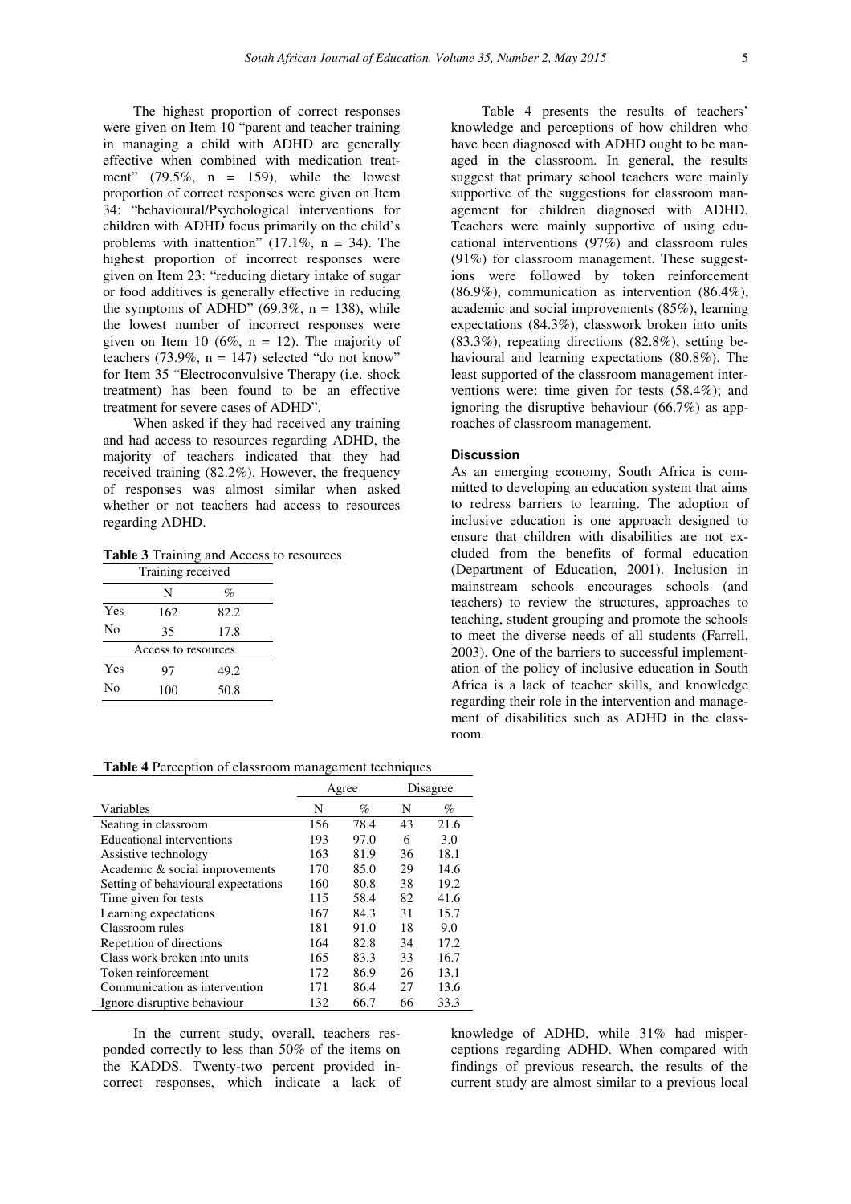The highest proportion of correct responses were given on Item 10 "parent and teacher training in managing a child with ADHD are generally effective when combined with medication treatment" (79.5%, n = 159), while the lowest proportion of correct responses were given on Item 34: "behavioural/Psychological interventions for children with ADHD focus primarily on the child's problems with inattention" (17.1%, n = 34). The highest proportion of incorrect responses were given on Item 23: "reducing dietary intake of sugar or food additives is generally effective in reducing the symptoms of ADHD" (69.3%, n = 138), while the lowest number of incorrect responses were given on Item 10 (6%, n = 12). The majority of teachers (73.9%, n = 147) selected "do not know" for Item 35 "Electroconvulsive Therapy (i.e. shock treatment) has been found to be an effective treatment for severe cases of ADHD".

When asked if they had received any training and had access to resources regarding ADHD, the majority of teachers indicated that they had received training (82.2%). However, the frequency of responses was almost similar when asked whether or not teachers had access to resources regarding ADHD.

**Table 3** Training and Access to resources

| | N | % |
|---|---|---|
| **Training received** | | |
| Yes | 162 | 82.2 |
| No | 35 | 17.8 |
| **Access to resources** | | |
| Yes | 97 | 49.2 |
| No | 100 | 50.8 |

**Table 4** Perception of classroom management techniques

| | Agree | | Disagree | |
|---|---|---|---|---|
| Variables | N | % | N | % |
| Seating in classroom | 156 | 78.4 | 43 | 21.6 |
| Educational interventions | 193 | 97.0 | 6 | 3.0 |
| Assistive technology | 163 | 81.9 | 36 | 18.1 |
| Academic & social improvements | 170 | 85.0 | 29 | 14.6 |
| Setting of behavioural expectations | 160 | 80.8 | 38 | 19.2 |
| Time given for tests | 115 | 58.4 | 82 | 41.6 |
| Learning expectations | 167 | 84.3 | 31 | 15.7 |
| Classroom rules | 181 | 91.0 | 18 | 9.0 |
| Repetition of directions | 164 | 82.8 | 34 | 17.2 |
| Class work broken into units | 165 | 83.3 | 33 | 16.7 |
| Token reinforcement | 172 | 86.9 | 26 | 13.1 |
| Communication as intervention | 171 | 86.4 | 27 | 13.6 |
| Ignore disruptive behaviour | 132 | 66.7 | 66 | 33.3 |

Table 4 presents the results of teachers' knowledge and perceptions of how children who have been diagnosed with ADHD ought to be managed in the classroom. In general, the results suggest that primary school teachers were mainly supportive of the suggestions for classroom management for children diagnosed with ADHD. Teachers were mainly supportive of using educational interventions (97%) and classroom rules (91%) for classroom management. These suggestions were followed by token reinforcement (86.9%), communication as intervention (86.4%), academic and social improvements (85%), learning expectations (84.3%), classwork broken into units (83.3%), repeating directions (82.8%), setting behavioural and learning expectations (80.8%). The least supported of the classroom management interventions were: time given for tests (58.4%); and ignoring the disruptive behaviour (66.7%) as approaches of classroom management.

### Discussion

As an emerging economy, South Africa is committed to developing an education system that aims to redress barriers to learning. The adoption of inclusive education is one approach designed to ensure that children with disabilities are not excluded from the benefits of formal education (Department of Education, 2001). Inclusion in mainstream schools encourages schools (and teachers) to review the structures, approaches to teaching, student grouping and promote the schools to meet the diverse needs of all students (Farrell, 2003). One of the barriers to successful implementation of the policy of inclusive education in South Africa is a lack of teacher skills, and knowledge regarding their role in the intervention and management of disabilities such as ADHD in the classroom.

In the current study, overall, teachers responded correctly to less than 50% of the items on the KADDS. Twenty-two percent provided incorrect responses, which indicate a lack of knowledge of ADHD, while 31% had misperceptions regarding ADHD. When compared with findings of previous research, the results of the current study are almost similar to a previous local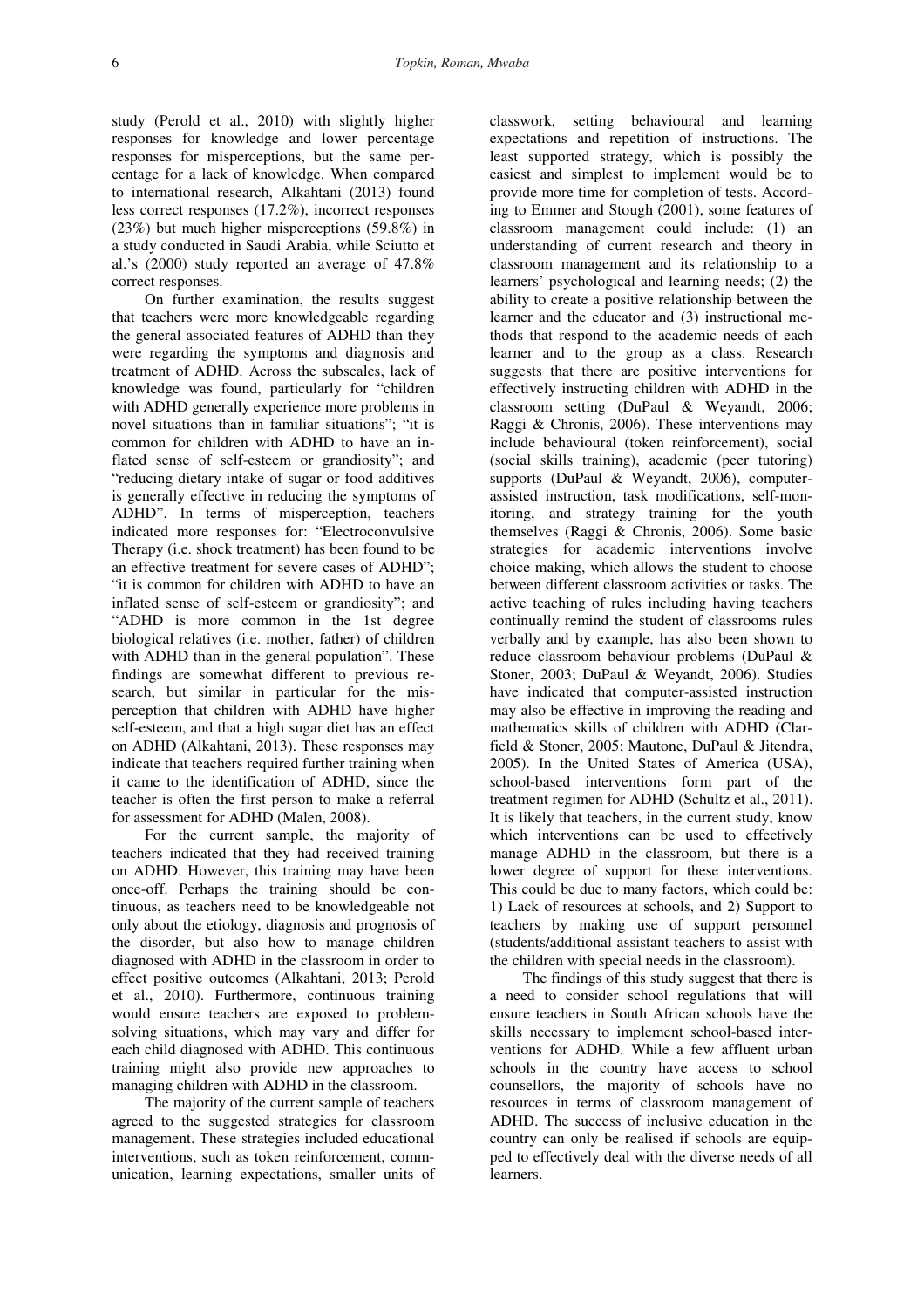study (Perold et al., 2010) with slightly higher responses for knowledge and lower percentage responses for misperceptions, but the same percentage for a lack of knowledge. When compared to international research, Alkahtani (2013) found less correct responses (17.2%), incorrect responses (23%) but much higher misperceptions (59.8%) in a study conducted in Saudi Arabia, while Sciutto et al.'s (2000) study reported an average of 47.8% correct responses.

On further examination, the results suggest that teachers were more knowledgeable regarding the general associated features of ADHD than they were regarding the symptoms and diagnosis and treatment of ADHD. Across the subscales, lack of knowledge was found, particularly for "children with ADHD generally experience more problems in novel situations than in familiar situations"; "it is common for children with ADHD to have an inflated sense of self-esteem or grandiosity"; and "reducing dietary intake of sugar or food additives is generally effective in reducing the symptoms of ADHD". In terms of misperception, teachers indicated more responses for: "Electroconvulsive Therapy (i.e. shock treatment) has been found to be an effective treatment for severe cases of ADHD"; "it is common for children with ADHD to have an inflated sense of self-esteem or grandiosity"; and "ADHD is more common in the 1st degree biological relatives (i.e. mother, father) of children with ADHD than in the general population". These findings are somewhat different to previous research, but similar in particular for the misperception that children with ADHD have higher self-esteem, and that a high sugar diet has an effect on ADHD (Alkahtani, 2013). These responses may indicate that teachers required further training when it came to the identification of ADHD, since the teacher is often the first person to make a referral for assessment for ADHD (Malen, 2008).

For the current sample, the majority of teachers indicated that they had received training on ADHD. However, this training may have been once-off. Perhaps the training should be continuous, as teachers need to be knowledgeable not only about the etiology, diagnosis and prognosis of the disorder, but also how to manage children diagnosed with ADHD in the classroom in order to effect positive outcomes (Alkahtani, 2013; Perold et al., 2010). Furthermore, continuous training would ensure teachers are exposed to problem-solving situations, which may vary and differ for each child diagnosed with ADHD. This continuous training might also provide new approaches to managing children with ADHD in the classroom.

The majority of the current sample of teachers agreed to the suggested strategies for classroom management. These strategies included educational interventions, such as token reinforcement, communication, learning expectations, smaller units of classwork, setting behavioural and learning expectations and repetition of instructions. The least supported strategy, which is possibly the easiest and simplest to implement would be to provide more time for completion of tests. According to Emmer and Stough (2001), some features of classroom management could include: (1) an understanding of current research and theory in classroom management and its relationship to a learners' psychological and learning needs; (2) the ability to create a positive relationship between the learner and the educator and (3) instructional methods that respond to the academic needs of each learner and to the group as a class. Research suggests that there are positive interventions for effectively instructing children with ADHD in the classroom setting (DuPaul & Weyandt, 2006; Raggi & Chronis, 2006). These interventions may include behavioural (token reinforcement), social (social skills training), academic (peer tutoring) supports (DuPaul & Weyandt, 2006), computer-assisted instruction, task modifications, self-monitoring, and strategy training for the youth themselves (Raggi & Chronis, 2006). Some basic strategies for academic interventions involve choice making, which allows the student to choose between different classroom activities or tasks. The active teaching of rules including having teachers continually remind the student of classrooms rules verbally and by example, has also been shown to reduce classroom behaviour problems (DuPaul & Stoner, 2003; DuPaul & Weyandt, 2006). Studies have indicated that computer-assisted instruction may also be effective in improving the reading and mathematics skills of children with ADHD (Clarfield & Stoner, 2005; Mautone, DuPaul & Jitendra, 2005). In the United States of America (USA), school-based interventions form part of the treatment regimen for ADHD (Schultz et al., 2011). It is likely that teachers, in the current study, know which interventions can be used to effectively manage ADHD in the classroom, but there is a lower degree of support for these interventions. This could be due to many factors, which could be: 1) Lack of resources at schools, and 2) Support to teachers by making use of support personnel (students/additional assistant teachers to assist with the children with special needs in the classroom).

The findings of this study suggest that there is a need to consider school regulations that will ensure teachers in South African schools have the skills necessary to implement school-based interventions for ADHD. While a few affluent urban schools in the country have access to school counsellors, the majority of schools have no resources in terms of classroom management of ADHD. The success of inclusive education in the country can only be realised if schools are equipped to effectively deal with the diverse needs of all learners.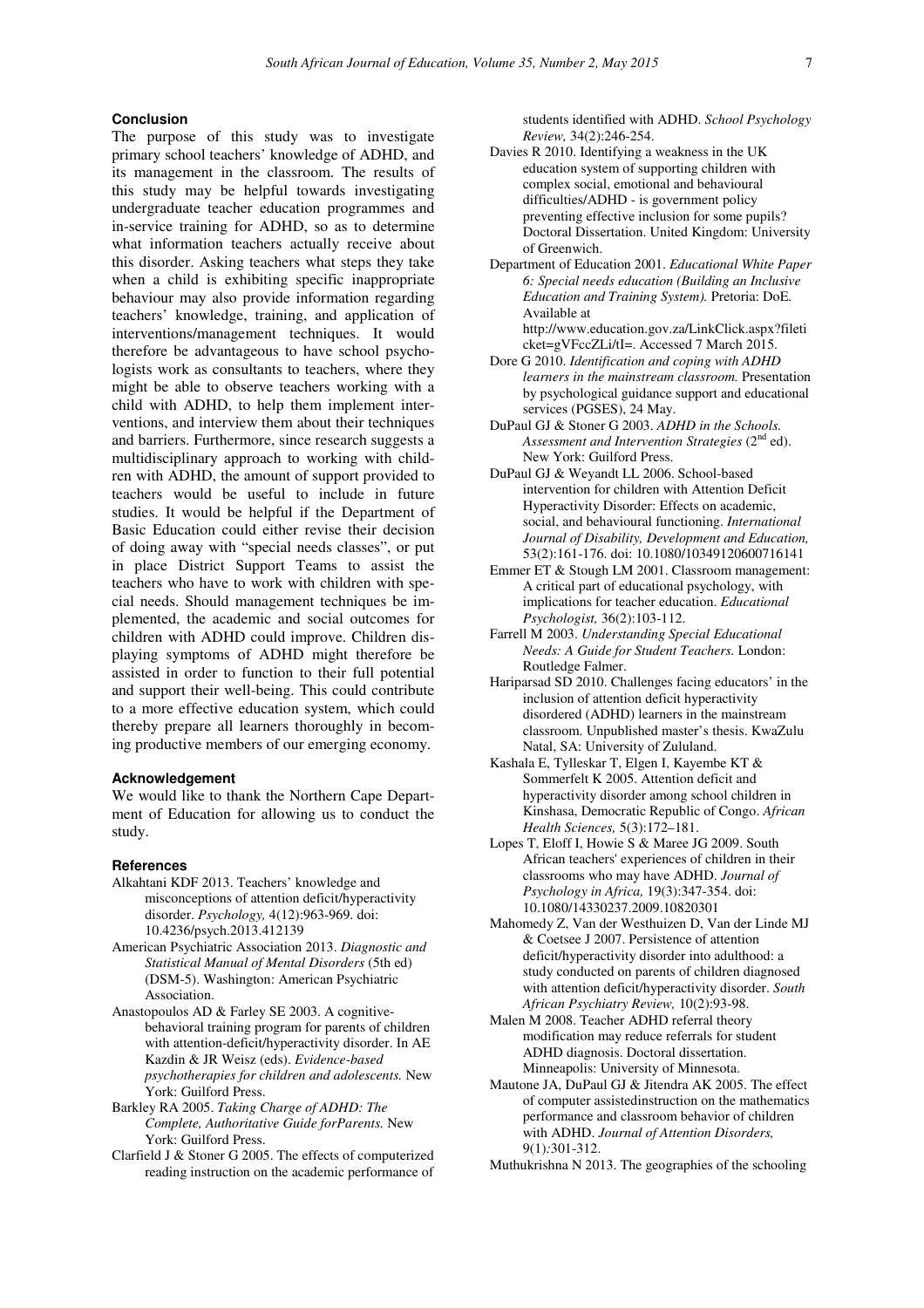## Conclusion

The purpose of this study was to investigate primary school teachers' knowledge of ADHD, and its management in the classroom. The results of this study may be helpful towards investigating undergraduate teacher education programmes and in-service training for ADHD, so as to determine what information teachers actually receive about this disorder. Asking teachers what steps they take when a child is exhibiting specific inappropriate behaviour may also provide information regarding teachers' knowledge, training, and application of interventions/management techniques. It would therefore be advantageous to have school psychologists work as consultants to teachers, where they might be able to observe teachers working with a child with ADHD, to help them implement interventions, and interview them about their techniques and barriers. Furthermore, since research suggests a multidisciplinary approach to working with children with ADHD, the amount of support provided to teachers would be useful to include in future studies. It would be helpful if the Department of Basic Education could either revise their decision of doing away with "special needs classes", or put in place District Support Teams to assist the teachers who have to work with children with special needs. Should management techniques be implemented, the academic and social outcomes for children with ADHD could improve. Children displaying symptoms of ADHD might therefore be assisted in order to function to their full potential and support their well-being. This could contribute to a more effective education system, which could thereby prepare all learners thoroughly in becoming productive members of our emerging economy.

## Acknowledgement

We would like to thank the Northern Cape Department of Education for allowing us to conduct the study.

## References

Alkahtani KDF 2013. Teachers' knowledge and misconceptions of attention deficit/hyperactivity disorder. *Psychology,* 4(12):963-969. doi: 10.4236/psych.2013.412139

American Psychiatric Association 2013. *Diagnostic and Statistical Manual of Mental Disorders* (5th ed) (DSM-5). Washington: American Psychiatric Association.

Anastopoulos AD & Farley SE 2003. A cognitive-behavioral training program for parents of children with attention-deficit/hyperactivity disorder. In AE Kazdin & JR Weisz (eds). *Evidence-based psychotherapies for children and adolescents.* New York: Guilford Press.

Barkley RA 2005. *Taking Charge of ADHD: The Complete, Authoritative Guide forParents.* New York: Guilford Press.

Clarfield J & Stoner G 2005. The effects of computerized reading instruction on the academic performance of students identified with ADHD. *School Psychology Review,* 34(2):246-254.

Davies R 2010. Identifying a weakness in the UK education system of supporting children with complex social, emotional and behavioural difficulties/ADHD - is government policy preventing effective inclusion for some pupils? Doctoral Dissertation. United Kingdom: University of Greenwich.

Department of Education 2001. *Educational White Paper 6: Special needs education (Building an Inclusive Education and Training System).* Pretoria: DoE. Available at http://www.education.gov.za/LinkClick.aspx?fileticket=gVFccZLi/tI=. Accessed 7 March 2015.

Dore G 2010. *Identification and coping with ADHD learners in the mainstream classroom.* Presentation by psychological guidance support and educational services (PGSES), 24 May.

DuPaul GJ & Stoner G 2003. *ADHD in the Schools. Assessment and Intervention Strategies* (2nd ed). New York: Guilford Press.

DuPaul GJ & Weyandt LL 2006. School-based intervention for children with Attention Deficit Hyperactivity Disorder: Effects on academic, social, and behavioural functioning. *International Journal of Disability, Development and Education,* 53(2):161-176. doi: 10.1080/10349120600716141

Emmer ET & Stough LM 2001. Classroom management: A critical part of educational psychology, with implications for teacher education. *Educational Psychologist,* 36(2):103-112.

Farrell M 2003. *Understanding Special Educational Needs: A Guide for Student Teachers.* London: Routledge Falmer.

Hariparsad SD 2010. Challenges facing educators' in the inclusion of attention deficit hyperactivity disordered (ADHD) learners in the mainstream classroom. Unpublished master's thesis. KwaZulu Natal, SA: University of Zululand.

Kashala E, Tylleskar T, Elgen I, Kayembe KT & Sommerfelt K 2005. Attention deficit and hyperactivity disorder among school children in Kinshasa, Democratic Republic of Congo. *African Health Sciences,* 5(3):172–181.

Lopes T, Eloff I, Howie S & Maree JG 2009. South African teachers' experiences of children in their classrooms who may have ADHD. *Journal of Psychology in Africa,* 19(3):347-354. doi: 10.1080/14330237.2009.10820301

Mahomedy Z, Van der Westhuizen D, Van der Linde MJ & Coetsee J 2007. Persistence of attention deficit/hyperactivity disorder into adulthood: a study conducted on parents of children diagnosed with attention deficit/hyperactivity disorder. *South African Psychiatry Review,* 10(2):93-98.

Malen M 2008. Teacher ADHD referral theory modification may reduce referrals for student ADHD diagnosis. Doctoral dissertation. Minneapolis: University of Minnesota.

Mautone JA, DuPaul GJ & Jitendra AK 2005. The effect of computer assistedinstruction on the mathematics performance and classroom behavior of children with ADHD. *Journal of Attention Disorders,* 9(1):301-312.

Muthukrishna N 2013. The geographies of the schooling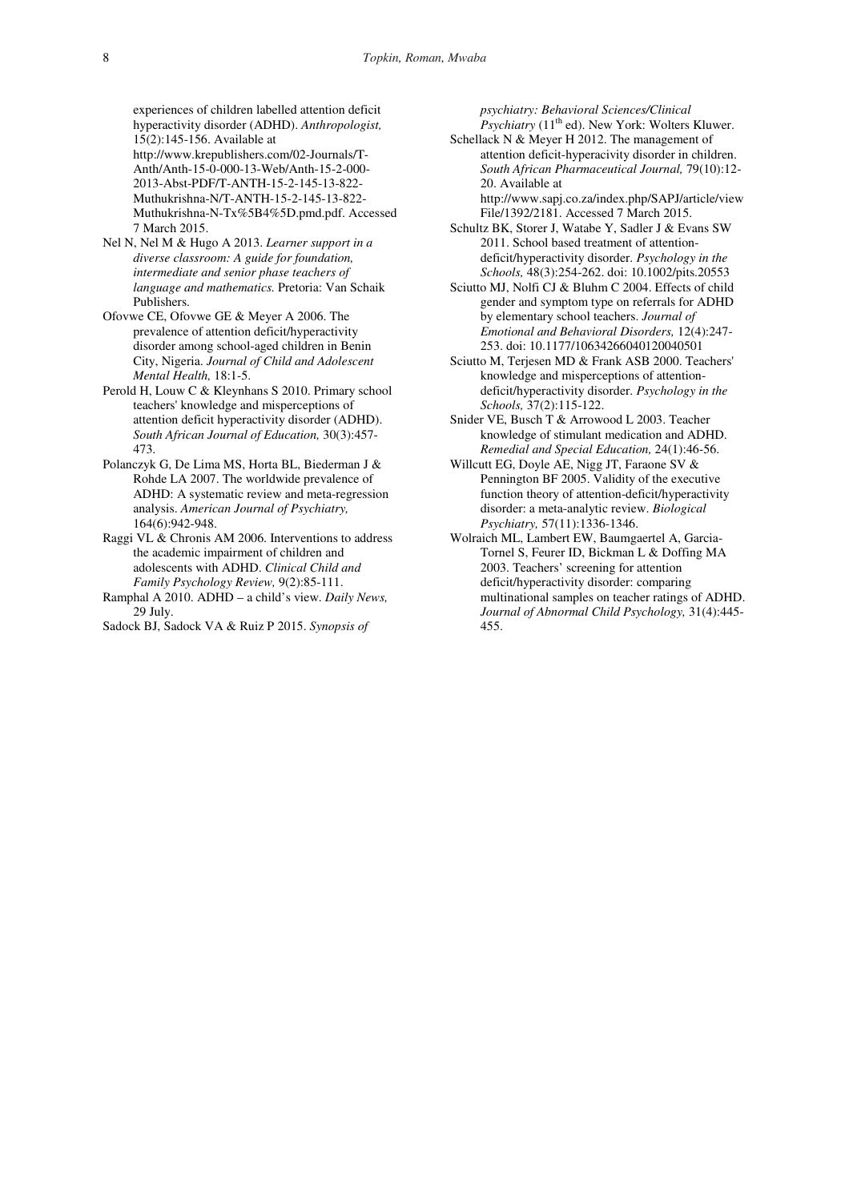experiences of children labelled attention deficit hyperactivity disorder (ADHD). *Anthropologist,* 15(2):145-156. Available at http://www.krepublishers.com/02-Journals/T-Anth/Anth-15-0-000-13-Web/Anth-15-2-000-2013-Abst-PDF/T-ANTH-15-2-145-13-822-Muthukrishna-N/T-ANTH-15-2-145-13-822-Muthukrishna-N-Tx%5B4%5D.pmd.pdf. Accessed 7 March 2015.

Nel N, Nel M & Hugo A 2013. *Learner support in a diverse classroom: A guide for foundation, intermediate and senior phase teachers of language and mathematics.* Pretoria: Van Schaik Publishers.

Ofovwe CE, Ofovwe GE & Meyer A 2006. The prevalence of attention deficit/hyperactivity disorder among school-aged children in Benin City, Nigeria. *Journal of Child and Adolescent Mental Health,* 18:1-5.

Perold H, Louw C & Kleynhans S 2010. Primary school teachers' knowledge and misperceptions of attention deficit hyperactivity disorder (ADHD). *South African Journal of Education,* 30(3):457-473.

Polanczyk G, De Lima MS, Horta BL, Biederman J & Rohde LA 2007. The worldwide prevalence of ADHD: A systematic review and meta-regression analysis. *American Journal of Psychiatry,* 164(6):942-948.

Raggi VL & Chronis AM 2006. Interventions to address the academic impairment of children and adolescents with ADHD. *Clinical Child and Family Psychology Review,* 9(2):85-111.

Ramphal A 2010. ADHD – a child's view. *Daily News,* 29 July.

Sadock BJ, Sadock VA & Ruiz P 2015. *Synopsis of psychiatry: Behavioral Sciences/Clinical Psychiatry* (11th ed). New York: Wolters Kluwer.

Schellack N & Meyer H 2012. The management of attention deficit-hyperacivity disorder in children. *South African Pharmaceutical Journal,* 79(10):12-20. Available at http://www.sapj.co.za/index.php/SAPJ/article/viewFile/1392/2181. Accessed 7 March 2015.

Schultz BK, Storer J, Watabe Y, Sadler J & Evans SW 2011. School based treatment of attention-deficit/hyperactivity disorder. *Psychology in the Schools,* 48(3):254-262. doi: 10.1002/pits.20553

Sciutto MJ, Nolfi CJ & Bluhm C 2004. Effects of child gender and symptom type on referrals for ADHD by elementary school teachers. *Journal of Emotional and Behavioral Disorders,* 12(4):247-253. doi: 10.1177/10634266040120040501

Sciutto M, Terjesen MD & Frank ASB 2000. Teachers' knowledge and misperceptions of attention-deficit/hyperactivity disorder. *Psychology in the Schools,* 37(2):115-122.

Snider VE, Busch T & Arrowood L 2003. Teacher knowledge of stimulant medication and ADHD. *Remedial and Special Education,* 24(1):46-56.

Willcutt EG, Doyle AE, Nigg JT, Faraone SV & Pennington BF 2005. Validity of the executive function theory of attention-deficit/hyperactivity disorder: a meta-analytic review. *Biological Psychiatry,* 57(11):1336-1346.

Wolraich ML, Lambert EW, Baumgaertel A, Garcia-Tornel S, Feurer ID, Bickman L & Doffing MA 2003. Teachers' screening for attention deficit/hyperactivity disorder: comparing multinational samples on teacher ratings of ADHD. *Journal of Abnormal Child Psychology,* 31(4):445-455.